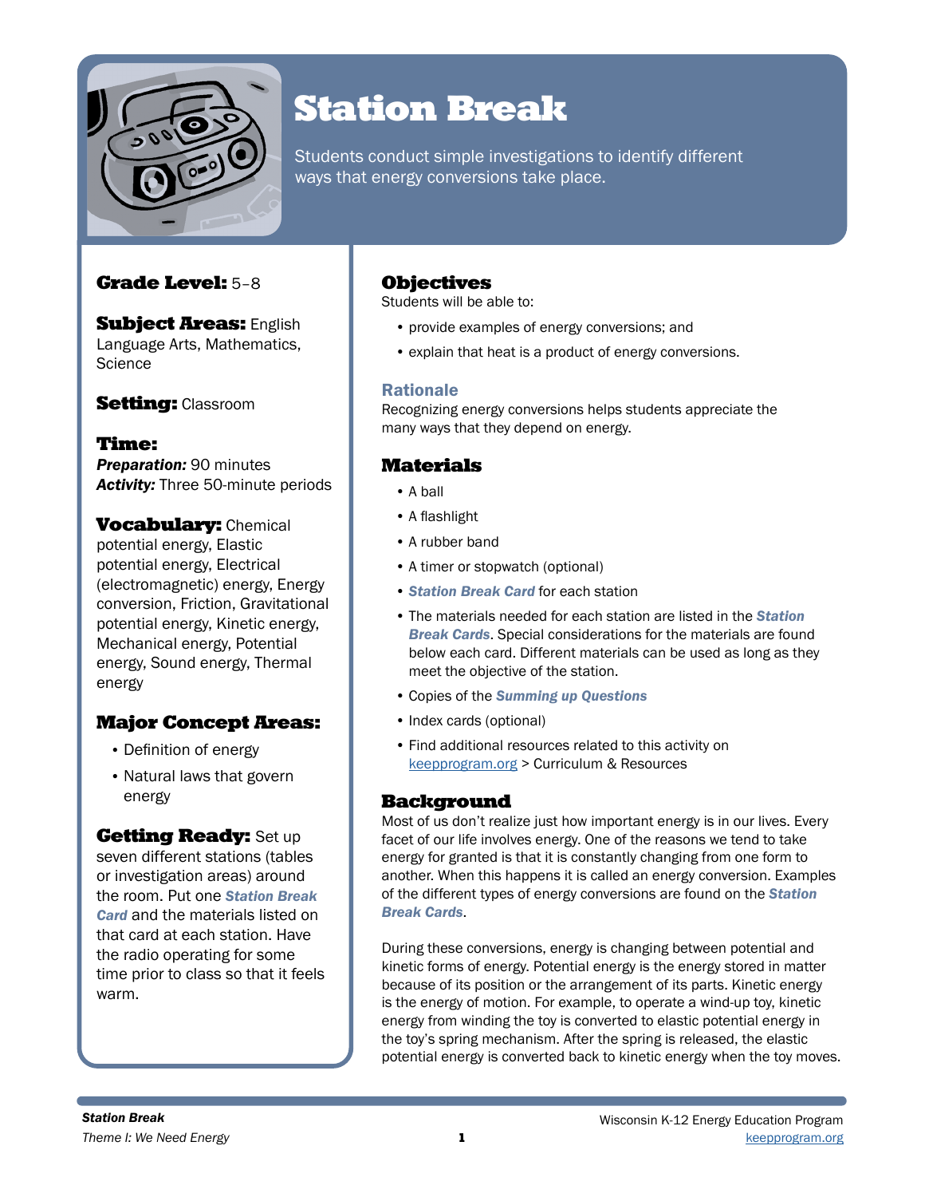# Station Break

Students conduct simple investigations to identify different ways that energy conversions take place.

**Grade Level:** 5–8

**Subject Areas:** English Language Arts, Mathematics, Science

**Setting:** Classroom

**Time:**
***Preparation:*** 90 minutes
***Activity:*** Three 50-minute periods

**Vocabulary:** Chemical potential energy, Elastic potential energy, Electrical (electromagnetic) energy, Energy conversion, Friction, Gravitational potential energy, Kinetic energy, Mechanical energy, Potential energy, Sound energy, Thermal energy

## Major Concept Areas:

- Definition of energy
- Natural laws that govern energy

**Getting Ready:** Set up seven different stations (tables or investigation areas) around the room. Put one ***Station Break Card*** and the materials listed on that card at each station. Have the radio operating for some time prior to class so that it feels warm.

## Objectives

Students will be able to:

- provide examples of energy conversions; and
- explain that heat is a product of energy conversions.

### Rationale

Recognizing energy conversions helps students appreciate the many ways that they depend on energy.

## Materials

- A ball
- A flashlight
- A rubber band
- A timer or stopwatch (optional)
- ***Station Break Card*** for each station
- The materials needed for each station are listed in the ***Station Break Cards***. Special considerations for the materials are found below each card. Different materials can be used as long as they meet the objective of the station.
- Copies of the ***Summing up Questions***
- Index cards (optional)
- Find additional resources related to this activity on keepprogram.org > Curriculum & Resources

## Background

Most of us don't realize just how important energy is in our lives. Every facet of our life involves energy. One of the reasons we tend to take energy for granted is that it is constantly changing from one form to another. When this happens it is called an energy conversion. Examples of the different types of energy conversions are found on the ***Station Break Cards***.

During these conversions, energy is changing between potential and kinetic forms of energy. Potential energy is the energy stored in matter because of its position or the arrangement of its parts. Kinetic energy is the energy of motion. For example, to operate a wind-up toy, kinetic energy from winding the toy is converted to elastic potential energy in the toy's spring mechanism. After the spring is released, the elastic potential energy is converted back to kinetic energy when the toy moves.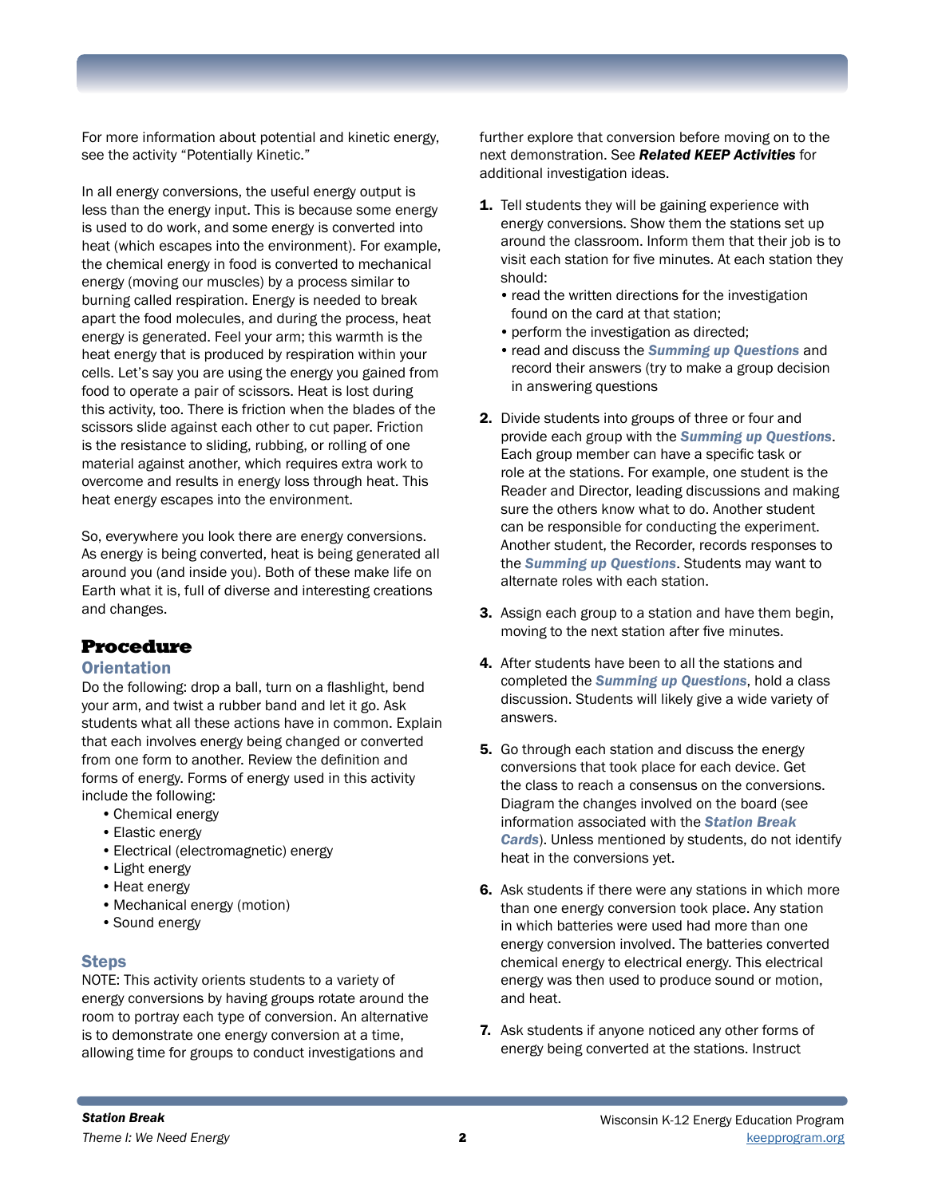For more information about potential and kinetic energy, see the activity "Potentially Kinetic."

In all energy conversions, the useful energy output is less than the energy input. This is because some energy is used to do work, and some energy is converted into heat (which escapes into the environment). For example, the chemical energy in food is converted to mechanical energy (moving our muscles) by a process similar to burning called respiration. Energy is needed to break apart the food molecules, and during the process, heat energy is generated. Feel your arm; this warmth is the heat energy that is produced by respiration within your cells. Let's say you are using the energy you gained from food to operate a pair of scissors. Heat is lost during this activity, too. There is friction when the blades of the scissors slide against each other to cut paper. Friction is the resistance to sliding, rubbing, or rolling of one material against another, which requires extra work to overcome and results in energy loss through heat. This heat energy escapes into the environment.

So, everywhere you look there are energy conversions. As energy is being converted, heat is being generated all around you (and inside you). Both of these make life on Earth what it is, full of diverse and interesting creations and changes.

## Procedure

### Orientation

Do the following: drop a ball, turn on a flashlight, bend your arm, and twist a rubber band and let it go. Ask students what all these actions have in common. Explain that each involves energy being changed or converted from one form to another. Review the definition and forms of energy. Forms of energy used in this activity include the following:

- Chemical energy
- Elastic energy
- Electrical (electromagnetic) energy
- Light energy
- Heat energy
- Mechanical energy (motion)
- Sound energy

### Steps

NOTE: This activity orients students to a variety of energy conversions by having groups rotate around the room to portray each type of conversion. An alternative is to demonstrate one energy conversion at a time, allowing time for groups to conduct investigations and further explore that conversion before moving on to the next demonstration. See ***Related KEEP Activities*** for additional investigation ideas.

1. Tell students they will be gaining experience with energy conversions. Show them the stations set up around the classroom. Inform them that their job is to visit each station for five minutes. At each station they should:
   - read the written directions for the investigation found on the card at that station;
   - perform the investigation as directed;
   - read and discuss the ***Summing up Questions*** and record their answers (try to make a group decision in answering questions

2. Divide students into groups of three or four and provide each group with the ***Summing up Questions***. Each group member can have a specific task or role at the stations. For example, one student is the Reader and Director, leading discussions and making sure the others know what to do. Another student can be responsible for conducting the experiment. Another student, the Recorder, records responses to the ***Summing up Questions***. Students may want to alternate roles with each station.

3. Assign each group to a station and have them begin, moving to the next station after five minutes.

4. After students have been to all the stations and completed the ***Summing up Questions***, hold a class discussion. Students will likely give a wide variety of answers.

5. Go through each station and discuss the energy conversions that took place for each device. Get the class to reach a consensus on the conversions. Diagram the changes involved on the board (see information associated with the ***Station Break Cards***). Unless mentioned by students, do not identify heat in the conversions yet.

6. Ask students if there were any stations in which more than one energy conversion took place. Any station in which batteries were used had more than one energy conversion involved. The batteries converted chemical energy to electrical energy. This electrical energy was then used to produce sound or motion, and heat.

7. Ask students if anyone noticed any other forms of energy being converted at the stations. Instruct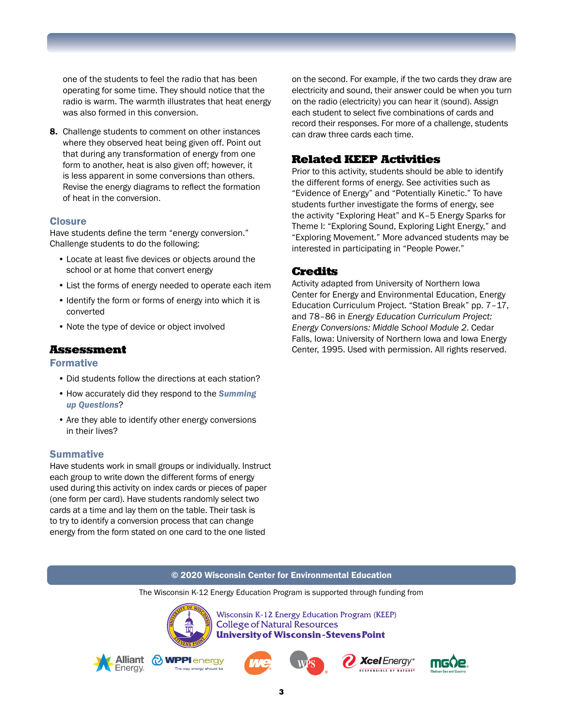one of the students to feel the radio that has been operating for some time. They should notice that the radio is warm. The warmth illustrates that heat energy was also formed in this conversion.

8. Challenge students to comment on other instances where they observed heat being given off. Point out that during any transformation of energy from one form to another, heat is also given off; however, it is less apparent in some conversions than others. Revise the energy diagrams to reflect the formation of heat in the conversion.

### Closure

Have students define the term "energy conversion." Challenge students to do the following:

- Locate at least five devices or objects around the school or at home that convert energy
- List the forms of energy needed to operate each item
- Identify the form or forms of energy into which it is converted
- Note the type of device or object involved

## Assessment

### Formative

- Did students follow the directions at each station?
- How accurately did they respond to the ***Summing up Questions***?
- Are they able to identify other energy conversions in their lives?

### Summative

Have students work in small groups or individually. Instruct each group to write down the different forms of energy used during this activity on index cards or pieces of paper (one form per card). Have students randomly select two cards at a time and lay them on the table. Their task is to try to identify a conversion process that can change energy from the form stated on one card to the one listed on the second. For example, if the two cards they draw are electricity and sound, their answer could be when you turn on the radio (electricity) you can hear it (sound). Assign each student to select five combinations of cards and record their responses. For more of a challenge, students can draw three cards each time.

## Related KEEP Activities

Prior to this activity, students should be able to identify the different forms of energy. See activities such as "Evidence of Energy" and "Potentially Kinetic." To have students further investigate the forms of energy, see the activity "Exploring Heat" and K–5 Energy Sparks for Theme I: "Exploring Sound, Exploring Light Energy," and "Exploring Movement." More advanced students may be interested in participating in "People Power."

## Credits

Activity adapted from University of Northern Iowa Center for Energy and Environmental Education, Energy Education Curriculum Project. "Station Break" pp. 7–17, and 78–86 in *Energy Education Curriculum Project: Energy Conversions: Middle School Module 2*. Cedar Falls, Iowa: University of Northern Iowa and Iowa Energy Center, 1995. Used with permission. All rights reserved.

© 2020 Wisconsin Center for Environmental Education

The Wisconsin K-12 Energy Education Program is supported through funding from

Wisconsin K-12 Energy Education Program (KEEP)
College of Natural Resources
University of Wisconsin-Stevens Point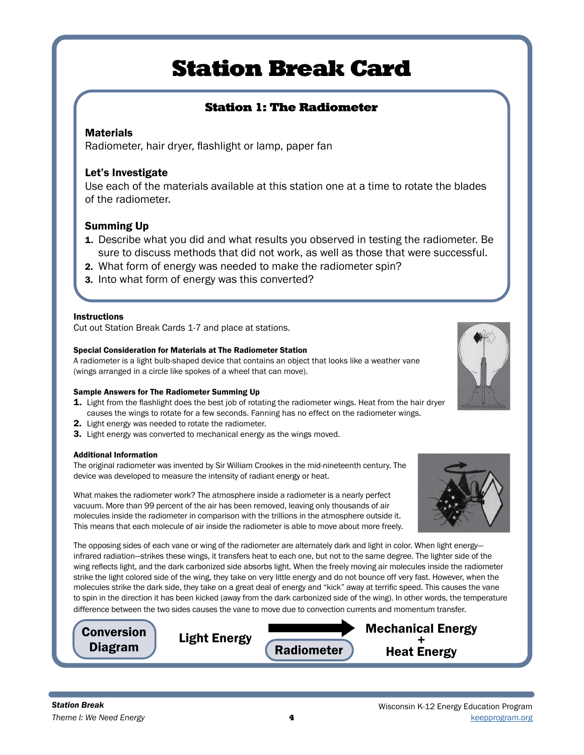# Station Break Card

## Station 1: The Radiometer

**Materials**

Radiometer, hair dryer, flashlight or lamp, paper fan

**Let's Investigate**

Use each of the materials available at this station one at a time to rotate the blades of the radiometer.

**Summing Up**

1. Describe what you did and what results you observed in testing the radiometer. Be sure to discuss methods that did not work, as well as those that were successful.
2. What form of energy was needed to make the radiometer spin?
3. Into what form of energy was this converted?

**Instructions**

Cut out Station Break Cards 1-7 and place at stations.

**Special Consideration for Materials at The Radiometer Station**

A radiometer is a light bulb-shaped device that contains an object that looks like a weather vane (wings arranged in a circle like spokes of a wheel that can move).

**Sample Answers for The Radiometer Summing Up**

1. Light from the flashlight does the best job of rotating the radiometer wings. Heat from the hair dryer causes the wings to rotate for a few seconds. Fanning has no effect on the radiometer wings.
2. Light energy was needed to rotate the radiometer.
3. Light energy was converted to mechanical energy as the wings moved.

**Additional Information**

The original radiometer was invented by Sir William Crookes in the mid-nineteenth century. The device was developed to measure the intensity of radiant energy or heat.

What makes the radiometer work? The atmosphere inside a radiometer is a nearly perfect vacuum. More than 99 percent of the air has been removed, leaving only thousands of air molecules inside the radiometer in comparison with the trillions in the atmosphere outside it. This means that each molecule of air inside the radiometer is able to move about more freely.

The opposing sides of each vane or wing of the radiometer are alternately dark and light in color. When light energy—infrared radiation—strikes these wings, it transfers heat to each one, but not to the same degree. The lighter side of the wing reflects light, and the dark carbonized side absorbs light. When the freely moving air molecules inside the radiometer strike the light colored side of the wing, they take on very little energy and do not bounce off very fast. However, when the molecules strike the dark side, they take on a great deal of energy and "kick" away at terrific speed. This causes the vane to spin in the direction it has been kicked (away from the dark carbonized side of the wing). In other words, the temperature difference between the two sides causes the vane to move due to convection currents and momentum transfer.

**Conversion Diagram**

Light Energy → **Radiometer** → Mechanical Energy + Heat Energy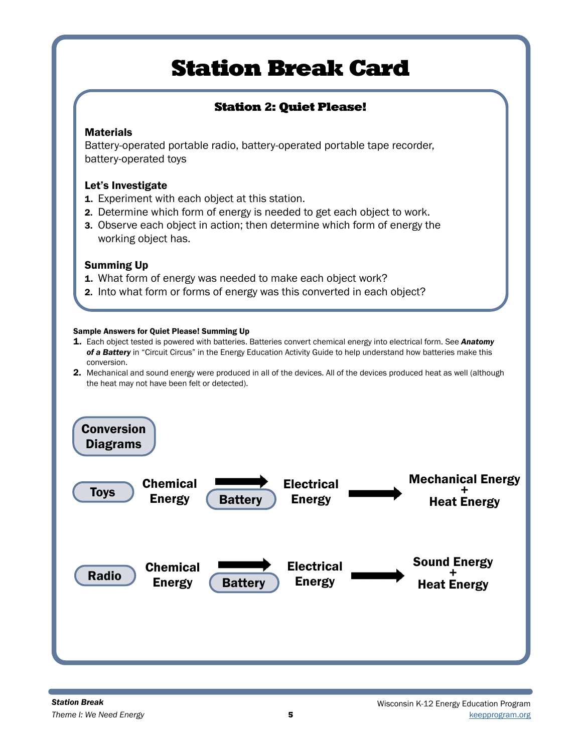# Station Break Card

## Station 2: Quiet Please!

**Materials**

Battery-operated portable radio, battery-operated portable tape recorder, battery-operated toys

**Let's Investigate**

1. Experiment with each object at this station.
2. Determine which form of energy is needed to get each object to work.
3. Observe each object in action; then determine which form of energy the working object has.

**Summing Up**

1. What form of energy was needed to make each object work?
2. Into what form or forms of energy was this converted in each object?

**Sample Answers for Quiet Please! Summing Up**

1. Each object tested is powered with batteries. Batteries convert chemical energy into electrical form. See ***Anatomy of a Battery*** in "Circuit Circus" in the Energy Education Activity Guide to help understand how batteries make this conversion.
2. Mechanical and sound energy were produced in all of the devices. All of the devices produced heat as well (although the heat may not have been felt or detected).

**Conversion Diagrams**

**Toys:** Chemical Energy → (Battery) → Electrical Energy → Mechanical Energy + Heat Energy

**Radio:** Chemical Energy → (Battery) → Electrical Energy → Sound Energy + Heat Energy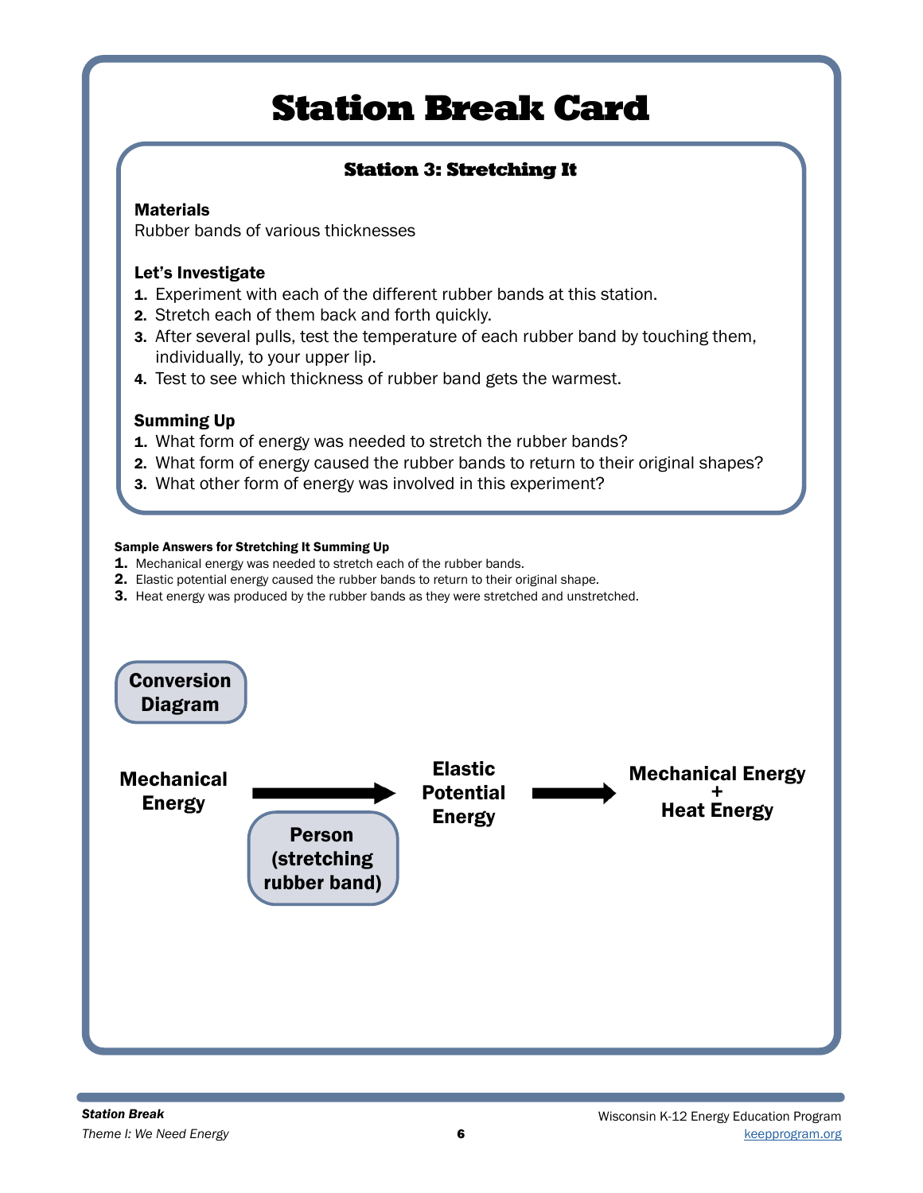# Station Break Card

## Station 3: Stretching It

**Materials**

Rubber bands of various thicknesses

**Let's Investigate**

1. Experiment with each of the different rubber bands at this station.
2. Stretch each of them back and forth quickly.
3. After several pulls, test the temperature of each rubber band by touching them, individually, to your upper lip.
4. Test to see which thickness of rubber band gets the warmest.

**Summing Up**

1. What form of energy was needed to stretch the rubber bands?
2. What form of energy caused the rubber bands to return to their original shapes?
3. What other form of energy was involved in this experiment?

**Sample Answers for Stretching It Summing Up**

1. Mechanical energy was needed to stretch each of the rubber bands.
2. Elastic potential energy caused the rubber bands to return to their original shape.
3. Heat energy was produced by the rubber bands as they were stretched and unstretched.

**Conversion Diagram**

**Mechanical Energy** → (Person (stretching rubber band)) → **Elastic Potential Energy** → **Mechanical Energy + Heat Energy**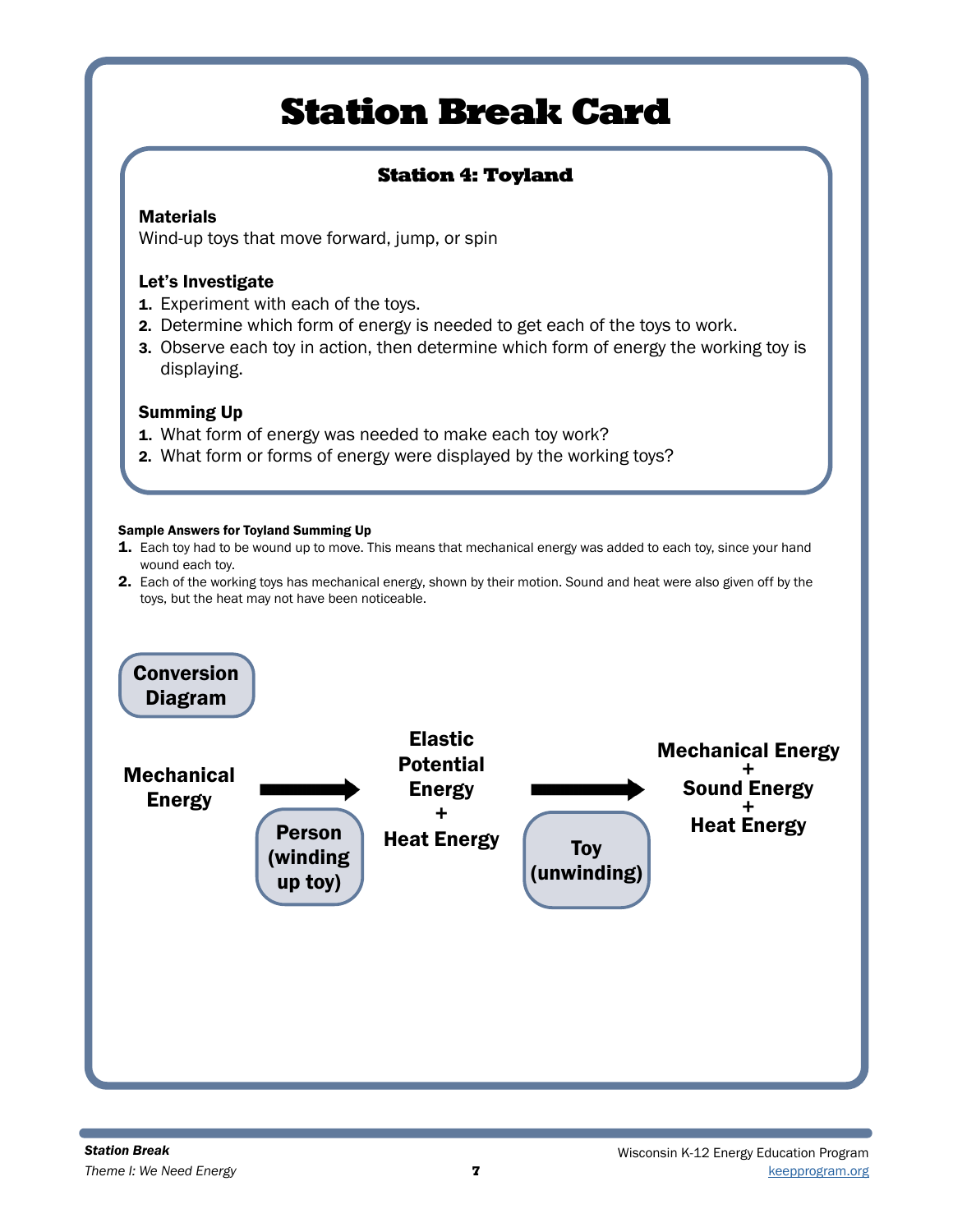# Station Break Card

## Station 4: Toyland

**Materials**

Wind-up toys that move forward, jump, or spin

**Let's Investigate**

1. Experiment with each of the toys.
2. Determine which form of energy is needed to get each of the toys to work.
3. Observe each toy in action, then determine which form of energy the working toy is displaying.

**Summing Up**

1. What form of energy was needed to make each toy work?
2. What form or forms of energy were displayed by the working toys?

**Sample Answers for Toyland Summing Up**

1. Each toy had to be wound up to move. This means that mechanical energy was added to each toy, since your hand wound each toy.
2. Each of the working toys has mechanical energy, shown by their motion. Sound and heat were also given off by the toys, but the heat may not have been noticeable.

**Conversion Diagram**

Mechanical Energy → (Person (winding up toy)) → Elastic Potential Energy + Heat Energy → (Toy (unwinding)) → Mechanical Energy + Sound Energy + Heat Energy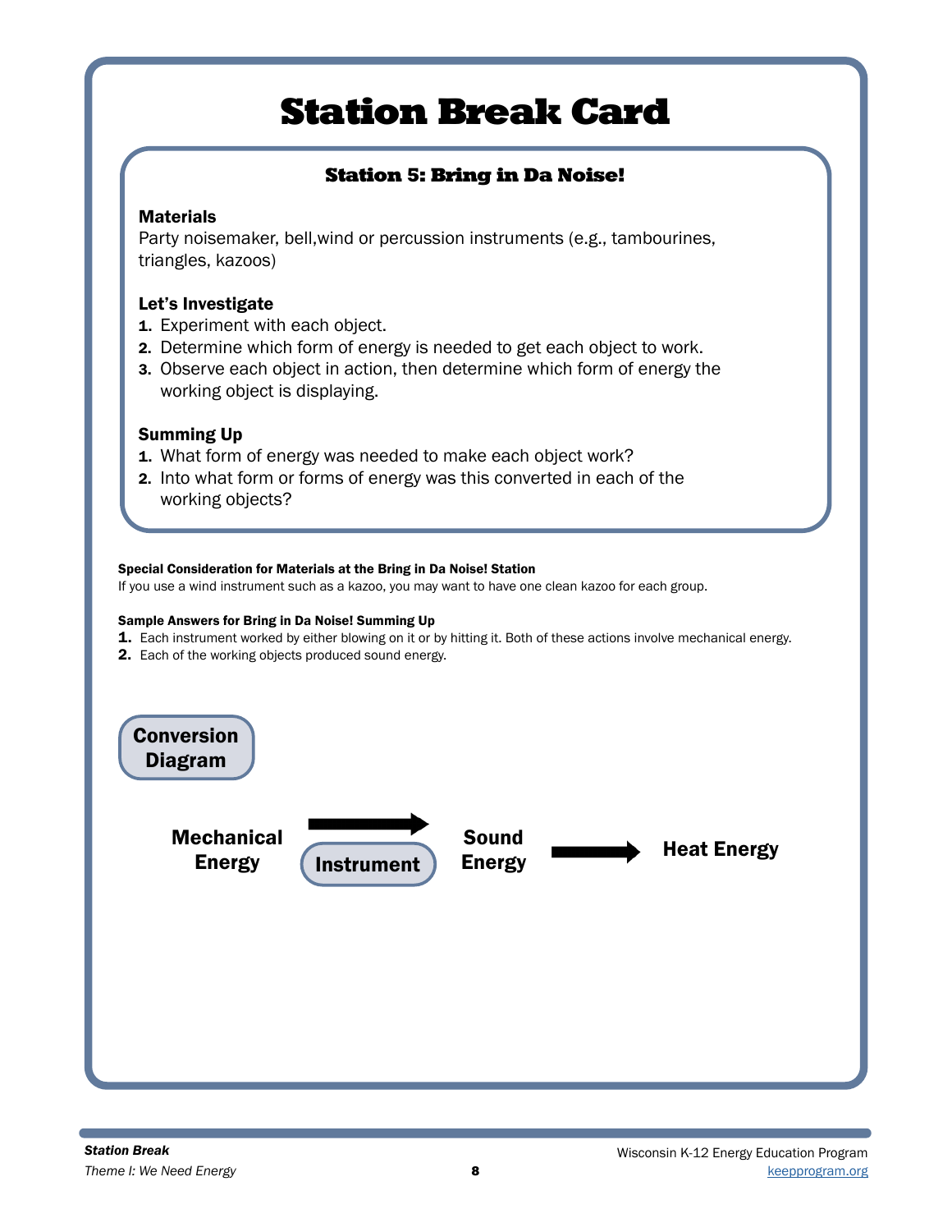# Station Break Card

## Station 5: Bring in Da Noise!

**Materials**

Party noisemaker, bell,wind or percussion instruments (e.g., tambourines, triangles, kazoos)

**Let's Investigate**

1. Experiment with each object.
2. Determine which form of energy is needed to get each object to work.
3. Observe each object in action, then determine which form of energy the working object is displaying.

**Summing Up**

1. What form of energy was needed to make each object work?
2. Into what form or forms of energy was this converted in each of the working objects?

**Special Consideration for Materials at the Bring in Da Noise! Station**

If you use a wind instrument such as a kazoo, you may want to have one clean kazoo for each group.

**Sample Answers for Bring in Da Noise! Summing Up**

1. Each instrument worked by either blowing on it or by hitting it. Both of these actions involve mechanical energy.
2. Each of the working objects produced sound energy.

**Conversion Diagram**

Mechanical Energy → (Instrument) → Sound Energy → Heat Energy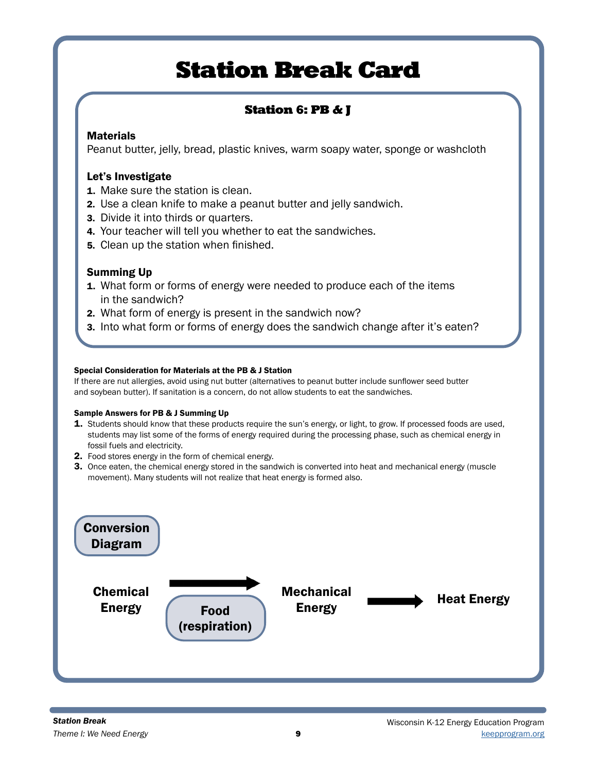# Station Break Card

## Station 6: PB & J

**Materials**

Peanut butter, jelly, bread, plastic knives, warm soapy water, sponge or washcloth

**Let's Investigate**

1. Make sure the station is clean.
2. Use a clean knife to make a peanut butter and jelly sandwich.
3. Divide it into thirds or quarters.
4. Your teacher will tell you whether to eat the sandwiches.
5. Clean up the station when finished.

**Summing Up**

1. What form or forms of energy were needed to produce each of the items in the sandwich?
2. What form of energy is present in the sandwich now?
3. Into what form or forms of energy does the sandwich change after it's eaten?

**Special Consideration for Materials at the PB & J Station**

If there are nut allergies, avoid using nut butter (alternatives to peanut butter include sunflower seed butter and soybean butter). If sanitation is a concern, do not allow students to eat the sandwiches.

**Sample Answers for PB & J Summing Up**

1. Students should know that these products require the sun's energy, or light, to grow. If processed foods are used, students may list some of the forms of energy required during the processing phase, such as chemical energy in fossil fuels and electricity.
2. Food stores energy in the form of chemical energy.
3. Once eaten, the chemical energy stored in the sandwich is converted into heat and mechanical energy (muscle movement). Many students will not realize that heat energy is formed also.

**Conversion Diagram**

Chemical Energy → Food (respiration) → Mechanical Energy → Heat Energy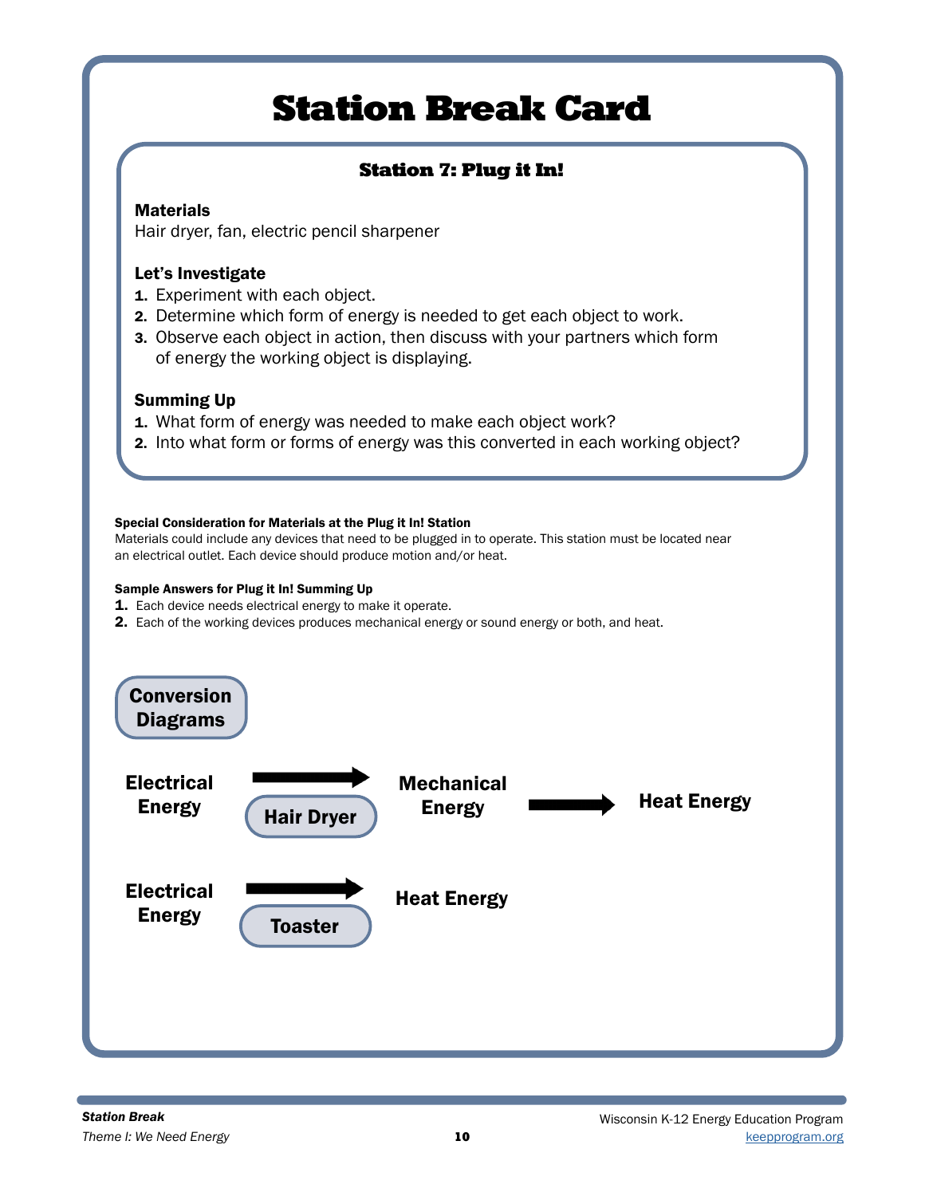# Station Break Card

## Station 7: Plug it In!

**Materials**

Hair dryer, fan, electric pencil sharpener

**Let's Investigate**

1. Experiment with each object.
2. Determine which form of energy is needed to get each object to work.
3. Observe each object in action, then discuss with your partners which form of energy the working object is displaying.

**Summing Up**

1. What form of energy was needed to make each object work?
2. Into what form or forms of energy was this converted in each working object?

**Special Consideration for Materials at the Plug it In! Station**

Materials could include any devices that need to be plugged in to operate. This station must be located near an electrical outlet. Each device should produce motion and/or heat.

**Sample Answers for Plug it In! Summing Up**

1. Each device needs electrical energy to make it operate.
2. Each of the working devices produces mechanical energy or sound energy or both, and heat.

### Conversion Diagrams

Electrical Energy → (Hair Dryer) → Mechanical Energy → Heat Energy

Electrical Energy → (Toaster) → Heat Energy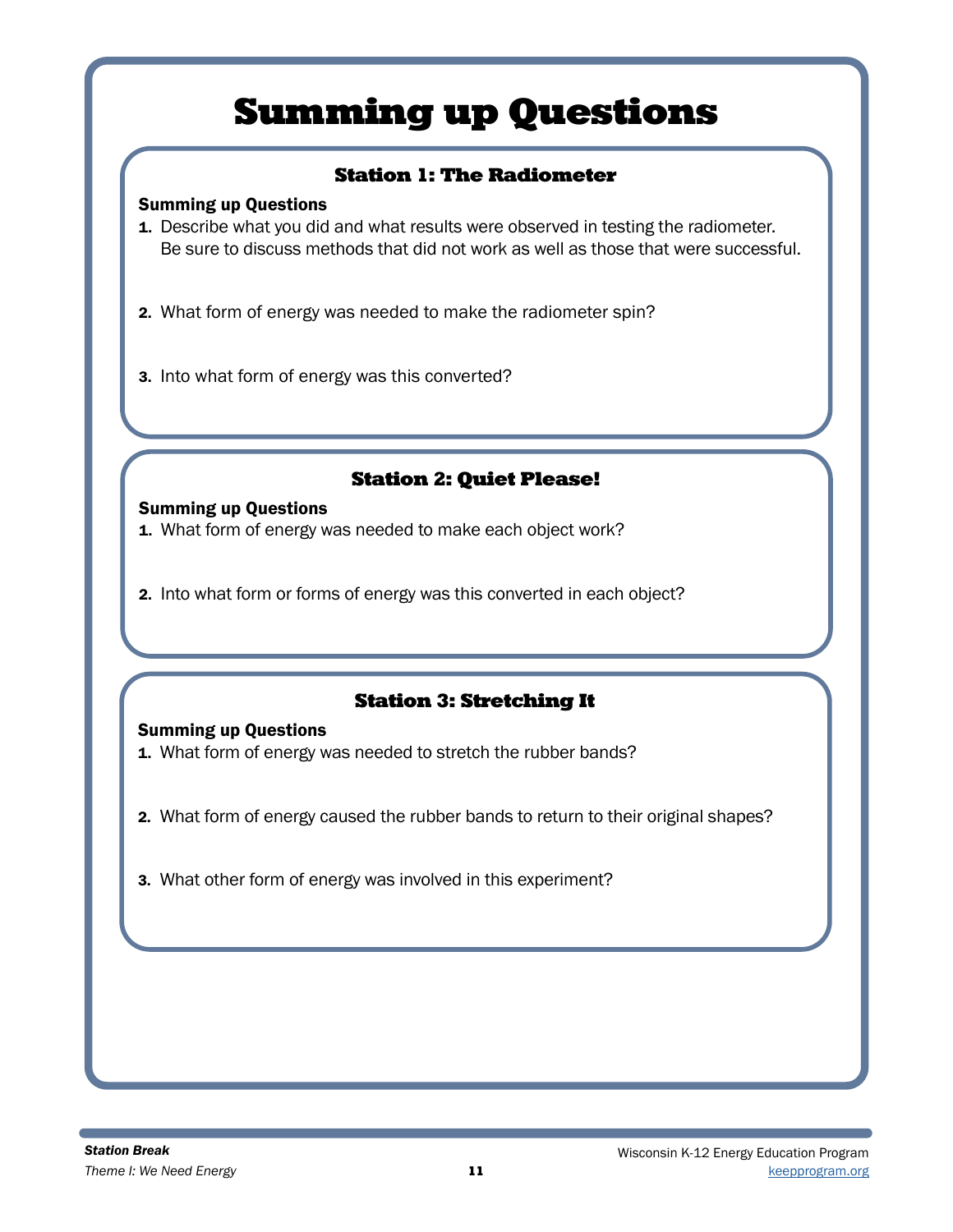# Summing up Questions

## Station 1: The Radiometer

**Summing up Questions**

1. Describe what you did and what results were observed in testing the radiometer. Be sure to discuss methods that did not work as well as those that were successful.
2. What form of energy was needed to make the radiometer spin?
3. Into what form of energy was this converted?

## Station 2: Quiet Please!

**Summing up Questions**

1. What form of energy was needed to make each object work?
2. Into what form or forms of energy was this converted in each object?

## Station 3: Stretching It

**Summing up Questions**

1. What form of energy was needed to stretch the rubber bands?
2. What form of energy caused the rubber bands to return to their original shapes?
3. What other form of energy was involved in this experiment?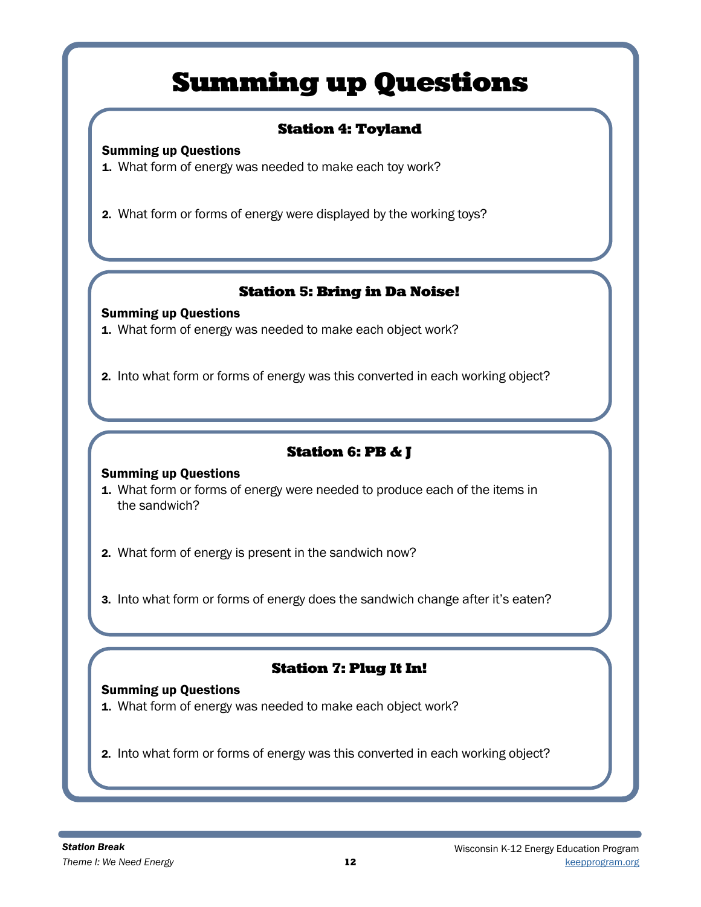# Summing up Questions

## Station 4: Toyland

**Summing up Questions**

1. What form of energy was needed to make each toy work?
2. What form or forms of energy were displayed by the working toys?

## Station 5: Bring in Da Noise!

**Summing up Questions**

1. What form of energy was needed to make each object work?
2. Into what form or forms of energy was this converted in each working object?

## Station 6: PB & J

**Summing up Questions**

1. What form or forms of energy were needed to produce each of the items in the sandwich?
2. What form of energy is present in the sandwich now?
3. Into what form or forms of energy does the sandwich change after it's eaten?

## Station 7: Plug It In!

**Summing up Questions**

1. What form of energy was needed to make each object work?
2. Into what form or forms of energy was this converted in each working object?